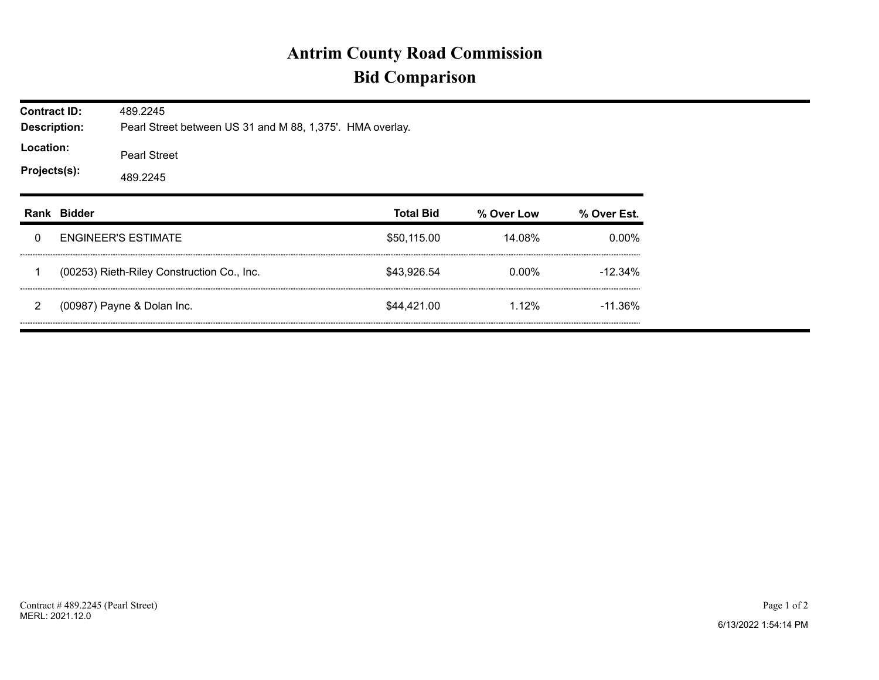# Antrim County Road Commission
# Bid Comparison

**Contract ID:** 489.2245
**Description:** Pearl Street between US 31 and M 88, 1,375'. HMA overlay.
**Location:** Pearl Street
**Projects(s):** 489.2245

| Rank | Bidder | Total Bid | % Over Low | % Over Est. |
|---|---|---|---|---|
| 0 | ENGINEER'S ESTIMATE | $50,115.00 | 14.08% | 0.00% |
| 1 | (00253) Rieth-Riley Construction Co., Inc. | $43,926.54 | 0.00% | -12.34% |
| 2 | (00987) Payne & Dolan Inc. | $44,421.00 | 1.12% | -11.36% |

Contract # 489.2245 (Pearl Street)
MERL: 2021.12.0

6/13/2022 1:54:14 PM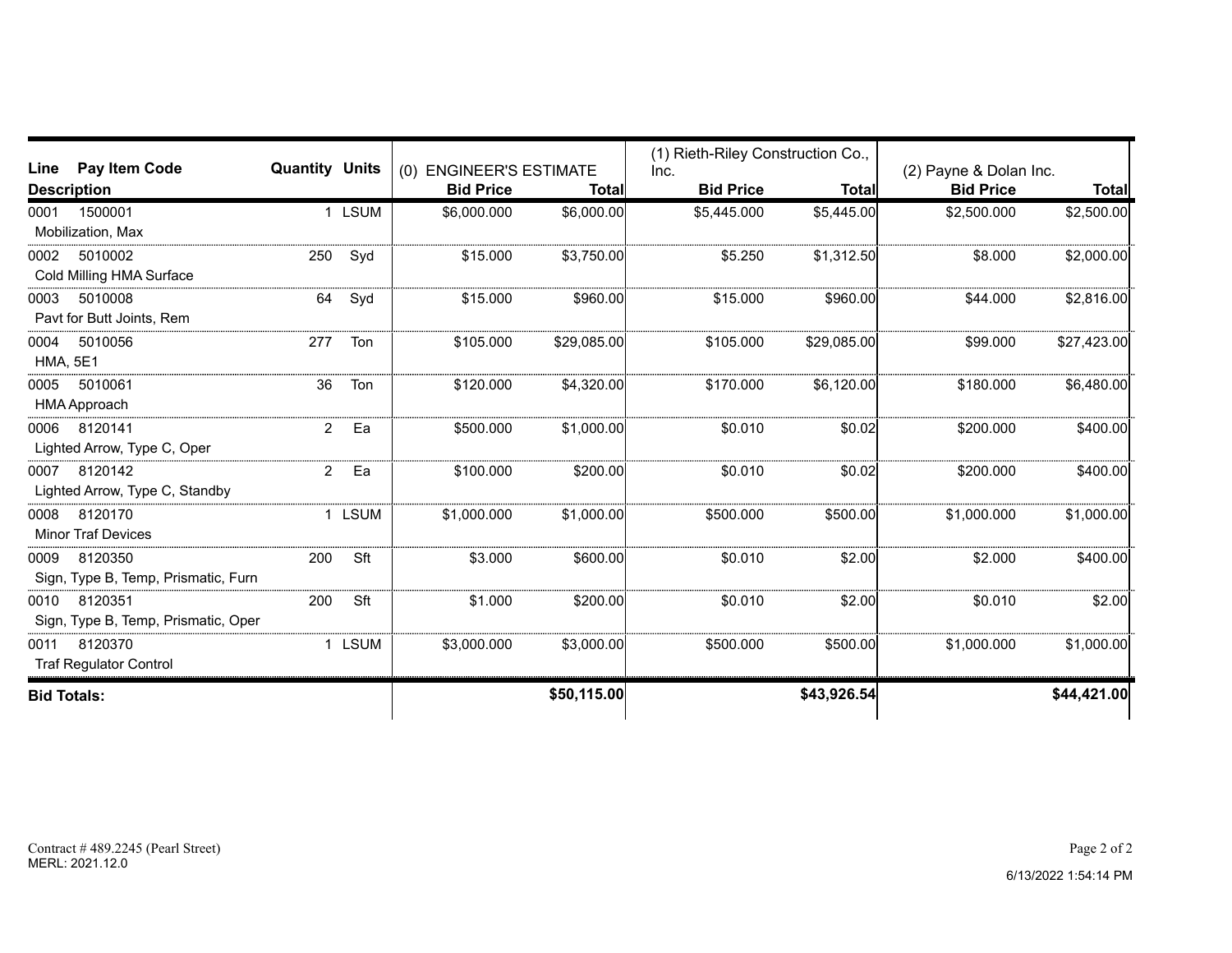| Line | Pay Item Code / Description | Quantity | Units | (0) ENGINEER'S ESTIMATE Bid Price | Total | (1) Rieth-Riley Construction Co., Inc. Bid Price | Total | (2) Payne & Dolan Inc. Bid Price | Total |
|---|---|---|---|---|---|---|---|---|---|
| 0001 | 1500001 Mobilization, Max | 1 | LSUM | $6,000.000 | $6,000.00 | $5,445.000 | $5,445.00 | $2,500.000 | $2,500.00 |
| 0002 | 5010002 Cold Milling HMA Surface | 250 | Syd | $15.000 | $3,750.00 | $5.250 | $1,312.50 | $8.000 | $2,000.00 |
| 0003 | 5010008 Pavt for Butt Joints, Rem | 64 | Syd | $15.000 | $960.00 | $15.000 | $960.00 | $44.000 | $2,816.00 |
| 0004 | 5010056 HMA, 5E1 | 277 | Ton | $105.000 | $29,085.00 | $105.000 | $29,085.00 | $99.000 | $27,423.00 |
| 0005 | 5010061 HMA Approach | 36 | Ton | $120.000 | $4,320.00 | $170.000 | $6,120.00 | $180.000 | $6,480.00 |
| 0006 | 8120141 Lighted Arrow, Type C, Oper | 2 | Ea | $500.000 | $1,000.00 | $0.010 | $0.02 | $200.000 | $400.00 |
| 0007 | 8120142 Lighted Arrow, Type C, Standby | 2 | Ea | $100.000 | $200.00 | $0.010 | $0.02 | $200.000 | $400.00 |
| 0008 | 8120170 Minor Traf Devices | 1 | LSUM | $1,000.000 | $1,000.00 | $500.000 | $500.00 | $1,000.000 | $1,000.00 |
| 0009 | 8120350 Sign, Type B, Temp, Prismatic, Furn | 200 | Sft | $3.000 | $600.00 | $0.010 | $2.00 | $2.000 | $400.00 |
| 0010 | 8120351 Sign, Type B, Temp, Prismatic, Oper | 200 | Sft | $1.000 | $200.00 | $0.010 | $2.00 | $0.010 | $2.00 |
| 0011 | 8120370 Traf Regulator Control | 1 | LSUM | $3,000.000 | $3,000.00 | $500.000 | $500.00 | $1,000.000 | $1,000.00 |
| **Bid Totals:** | | | | | **$50,115.00** | | **$43,926.54** | | **$44,421.00** |

Contract # 489.2245 (Pearl Street)
MERL: 2021.12.0

6/13/2022 1:54:14 PM